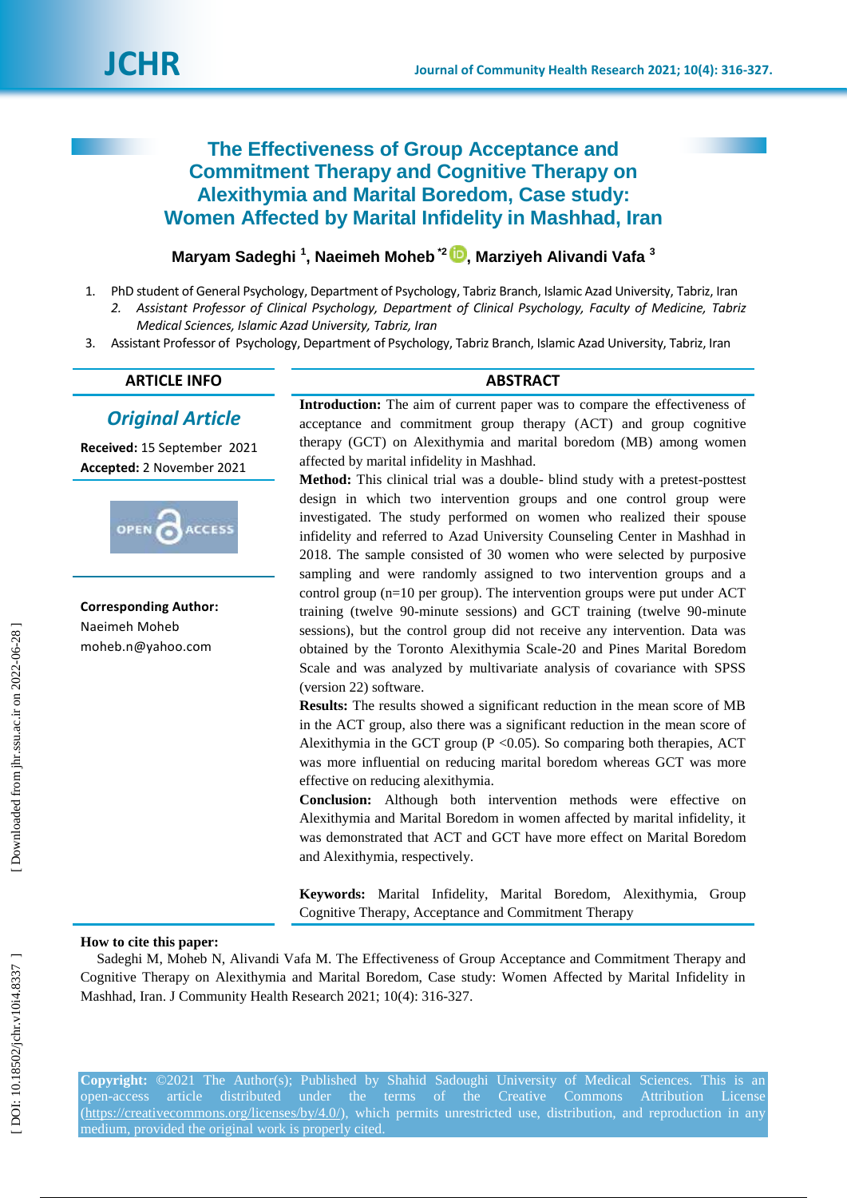# The Effectiveness of Group Acceptance and Commitment Therapy and Cognitive Therapy on Alexithymia and Marital Boredom, Case study: Women Affected by Marital Infidelity in Mashhad, Iran

**Maryam Sadeghi [1], Naeimeh Moheb [*2], Marziyeh Alivandi Vafa [3]**

1. PhD student of General Psychology, Department of Psychology, Tabriz Branch, Islamic Azad University, Tabriz, Iran
2. *Assistant Professor of Clinical Psychology, Department of Clinical Psychology, Faculty of Medicine, Tabriz Medical Sciences, Islamic Azad University, Tabriz, Iran*
3. Assistant Professor of Psychology, Department of Psychology, Tabriz Branch, Islamic Azad University, Tabriz, Iran

## ARTICLE INFO

*Original Article*

**Received:** 15 September 2021
**Accepted:** 2 November 2021

**Corresponding Author:**
Naeimeh Moheb
moheb.n@yahoo.com

## ABSTRACT

**Introduction:** The aim of current paper was to compare the effectiveness of acceptance and commitment group therapy (ACT) and group cognitive therapy (GCT) on Alexithymia and marital boredom (MB) among women affected by marital infidelity in Mashhad.

**Method:** This clinical trial was a double- blind study with a pretest-posttest design in which two intervention groups and one control group were investigated. The study performed on women who realized their spouse infidelity and referred to Azad University Counseling Center in Mashhad in 2018. The sample consisted of 30 women who were selected by purposive sampling and were randomly assigned to two intervention groups and a control group (n=10 per group). The intervention groups were put under ACT training (twelve 90-minute sessions) and GCT training (twelve 90-minute sessions), but the control group did not receive any intervention. Data was obtained by the Toronto Alexithymia Scale-20 and Pines Marital Boredom Scale and was analyzed by multivariate analysis of covariance with SPSS (version 22) software.

**Results:** The results showed a significant reduction in the mean score of MB in the ACT group, also there was a significant reduction in the mean score of Alexithymia in the GCT group ($P < 0.05$). So comparing both therapies, ACT was more influential on reducing marital boredom whereas GCT was more effective on reducing alexithymia.

**Conclusion:** Although both intervention methods were effective on Alexithymia and Marital Boredom in women affected by marital infidelity, it was demonstrated that ACT and GCT have more effect on Marital Boredom and Alexithymia, respectively.

**Keywords:** Marital Infidelity, Marital Boredom, Alexithymia, Group Cognitive Therapy, Acceptance and Commitment Therapy

**How to cite this paper:**
Sadeghi M, Moheb N, Alivandi Vafa M. The Effectiveness of Group Acceptance and Commitment Therapy and Cognitive Therapy on Alexithymia and Marital Boredom, Case study: Women Affected by Marital Infidelity in Mashhad, Iran. J Community Health Research 2021; 10(4): 316-327.

**Copyright:** ©2021 The Author(s); Published by Shahid Sadoughi University of Medical Sciences. This is an open-access article distributed under the terms of the Creative Commons Attribution License (https://creativecommons.org/licenses/by/4.0/), which permits unrestricted use, distribution, and reproduction in any medium, provided the original work is properly cited.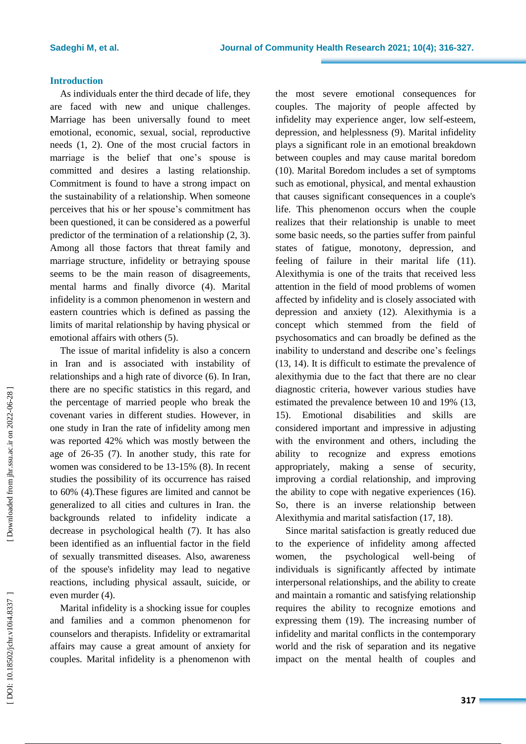## Introduction

As individuals enter the third decade of life, they are faced with new and unique challenges. Marriage has been universally found to meet emotional, economic, sexual, social, reproductive needs (1, 2). One of the most crucial factors in marriage is the belief that one's spouse is committed and desires a lasting relationship. Commitment is found to have a strong impact on the sustainability of a relationship. When someone perceives that his or her spouse's commitment has been questioned, it can be considered as a powerful predictor of the termination of a relationship (2, 3). Among all those factors that threat family and marriage structure, infidelity or betraying spouse seems to be the main reason of disagreements, mental harms and finally divorce (4). Marital infidelity is a common phenomenon in western and eastern countries which is defined as passing the limits of marital relationship by having physical or emotional affairs with others (5).

The issue of marital infidelity is also a concern in Iran and is associated with instability of relationships and a high rate of divorce (6). In Iran, there are no specific statistics in this regard, and the percentage of married people who break the covenant varies in different studies. However, in one study in Iran the rate of infidelity among men was reported 42% which was mostly between the age of 26-35 (7). In another study, this rate for women was considered to be 13-15% (8). In recent studies the possibility of its occurrence has raised to 60% (4).These figures are limited and cannot be generalized to all cities and cultures in Iran. the backgrounds related to infidelity indicate a decrease in psychological health (7). It has also been identified as an influential factor in the field of sexually transmitted diseases. Also, awareness of the spouse's infidelity may lead to negative reactions, including physical assault, suicide, or even murder (4).

Marital infidelity is a shocking issue for couples and families and a common phenomenon for counselors and therapists. Infidelity or extramarital affairs may cause a great amount of anxiety for couples. Marital infidelity is a phenomenon with the most severe emotional consequences for couples. The majority of people affected by infidelity may experience anger, low self-esteem, depression, and helplessness (9). Marital infidelity plays a significant role in an emotional breakdown between couples and may cause marital boredom (10). Marital Boredom includes a set of symptoms such as emotional, physical, and mental exhaustion that causes significant consequences in a couple's life. This phenomenon occurs when the couple realizes that their relationship is unable to meet some basic needs, so the parties suffer from painful states of fatigue, monotony, depression, and feeling of failure in their marital life (11). Alexithymia is one of the traits that received less attention in the field of mood problems of women affected by infidelity and is closely associated with depression and anxiety (12). Alexithymia is a concept which stemmed from the field of psychosomatics and can broadly be defined as the inability to understand and describe one's feelings (13, 14). It is difficult to estimate the prevalence of alexithymia due to the fact that there are no clear diagnostic criteria, however various studies have estimated the prevalence between 10 and 19% (13, 15). Emotional disabilities and skills are considered important and impressive in adjusting with the environment and others, including the ability to recognize and express emotions appropriately, making a sense of security, improving a cordial relationship, and improving the ability to cope with negative experiences (16). So, there is an inverse relationship between Alexithymia and marital satisfaction (17, 18).

Since marital satisfaction is greatly reduced due to the experience of infidelity among affected women, the psychological well-being of individuals is significantly affected by intimate interpersonal relationships, and the ability to create and maintain a romantic and satisfying relationship requires the ability to recognize emotions and expressing them (19). The increasing number of infidelity and marital conflicts in the contemporary world and the risk of separation and its negative impact on the mental health of couples and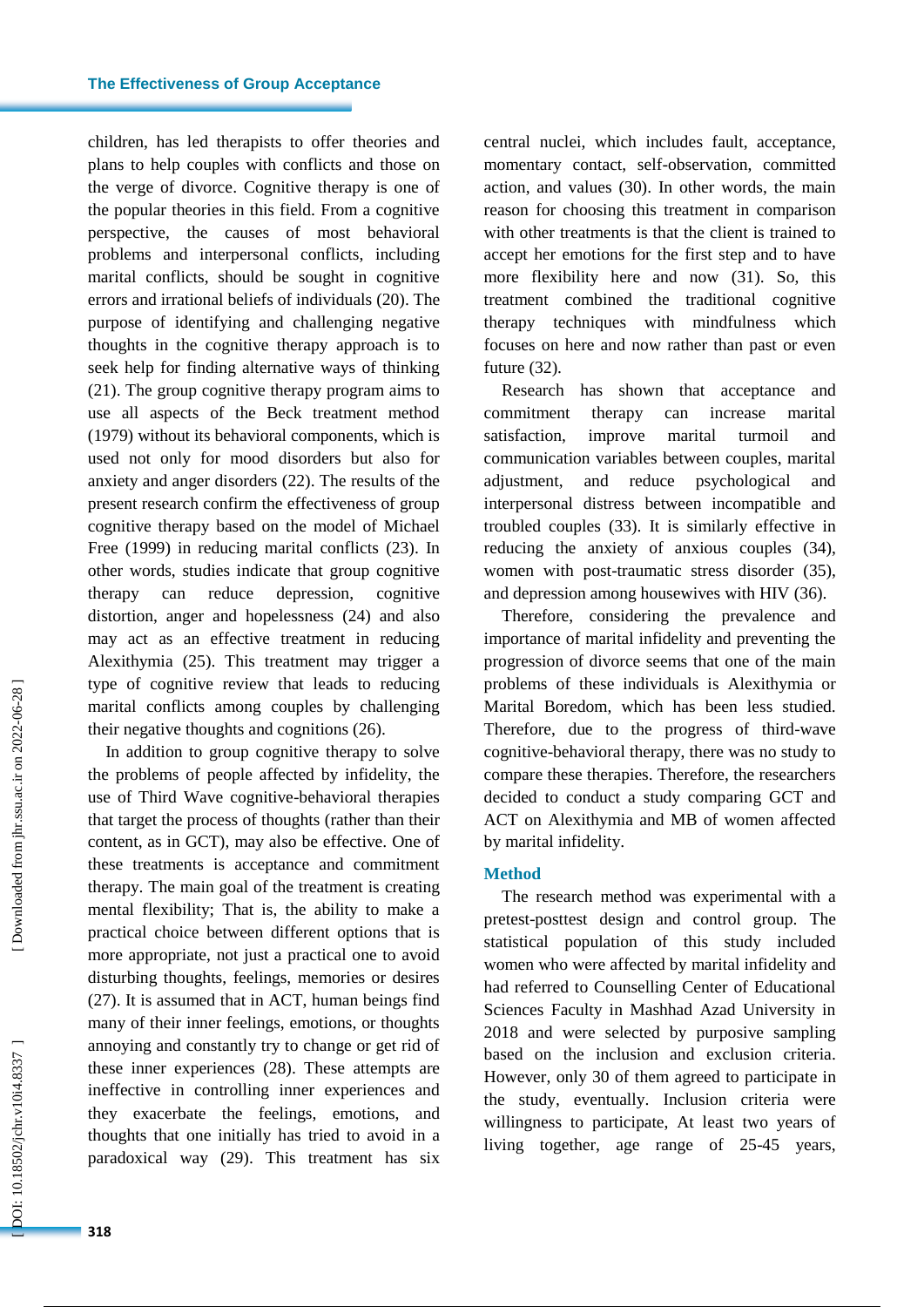children, has led therapists to offer theories and plans to help couples with conflicts and those on the verge of divorce. Cognitive therapy is one of the popular theories in this field. From a cognitive perspective, the causes of most behavioral problems and interpersonal conflicts, including marital conflicts, should be sought in cognitive errors and irrational beliefs of individuals (20). The purpose of identifying and challenging negative thoughts in the cognitive therapy approach is to seek help for finding alternative ways of thinking (21). The group cognitive therapy program aims to use all aspects of the Beck treatment method (1979) without its behavioral components, which is used not only for mood disorders but also for anxiety and anger disorders (22). The results of the present research confirm the effectiveness of group cognitive therapy based on the model of Michael Free (1999) in reducing marital conflicts (23). In other words, studies indicate that group cognitive therapy can reduce depression, cognitive distortion, anger and hopelessness (24) and also may act as an effective treatment in reducing Alexithymia (25). This treatment may trigger a type of cognitive review that leads to reducing marital conflicts among couples by challenging their negative thoughts and cognitions (26).

In addition to group cognitive therapy to solve the problems of people affected by infidelity, the use of Third Wave cognitive-behavioral therapies that target the process of thoughts (rather than their content, as in GCT), may also be effective. One of these treatments is acceptance and commitment therapy. The main goal of the treatment is creating mental flexibility; That is, the ability to make a practical choice between different options that is more appropriate, not just a practical one to avoid disturbing thoughts, feelings, memories or desires (27). It is assumed that in ACT, human beings find many of their inner feelings, emotions, or thoughts annoying and constantly try to change or get rid of these inner experiences (28). These attempts are ineffective in controlling inner experiences and they exacerbate the feelings, emotions, and thoughts that one initially has tried to avoid in a paradoxical way (29). This treatment has six central nuclei, which includes fault, acceptance, momentary contact, self-observation, committed action, and values (30). In other words, the main reason for choosing this treatment in comparison with other treatments is that the client is trained to accept her emotions for the first step and to have more flexibility here and now (31). So, this treatment combined the traditional cognitive therapy techniques with mindfulness which focuses on here and now rather than past or even future (32).

Research has shown that acceptance and commitment therapy can increase marital satisfaction, improve marital turmoil and communication variables between couples, marital adjustment, and reduce psychological and interpersonal distress between incompatible and troubled couples (33). It is similarly effective in reducing the anxiety of anxious couples (34), women with post-traumatic stress disorder (35), and depression among housewives with HIV (36).

Therefore, considering the prevalence and importance of marital infidelity and preventing the progression of divorce seems that one of the main problems of these individuals is Alexithymia or Marital Boredom, which has been less studied. Therefore, due to the progress of third-wave cognitive-behavioral therapy, there was no study to compare these therapies. Therefore, the researchers decided to conduct a study comparing GCT and ACT on Alexithymia and MB of women affected by marital infidelity.

## Method

The research method was experimental with a pretest-posttest design and control group. The statistical population of this study included women who were affected by marital infidelity and had referred to Counselling Center of Educational Sciences Faculty in Mashhad Azad University in 2018 and were selected by purposive sampling based on the inclusion and exclusion criteria. However, only 30 of them agreed to participate in the study, eventually. Inclusion criteria were willingness to participate, At least two years of living together, age range of 25-45 years,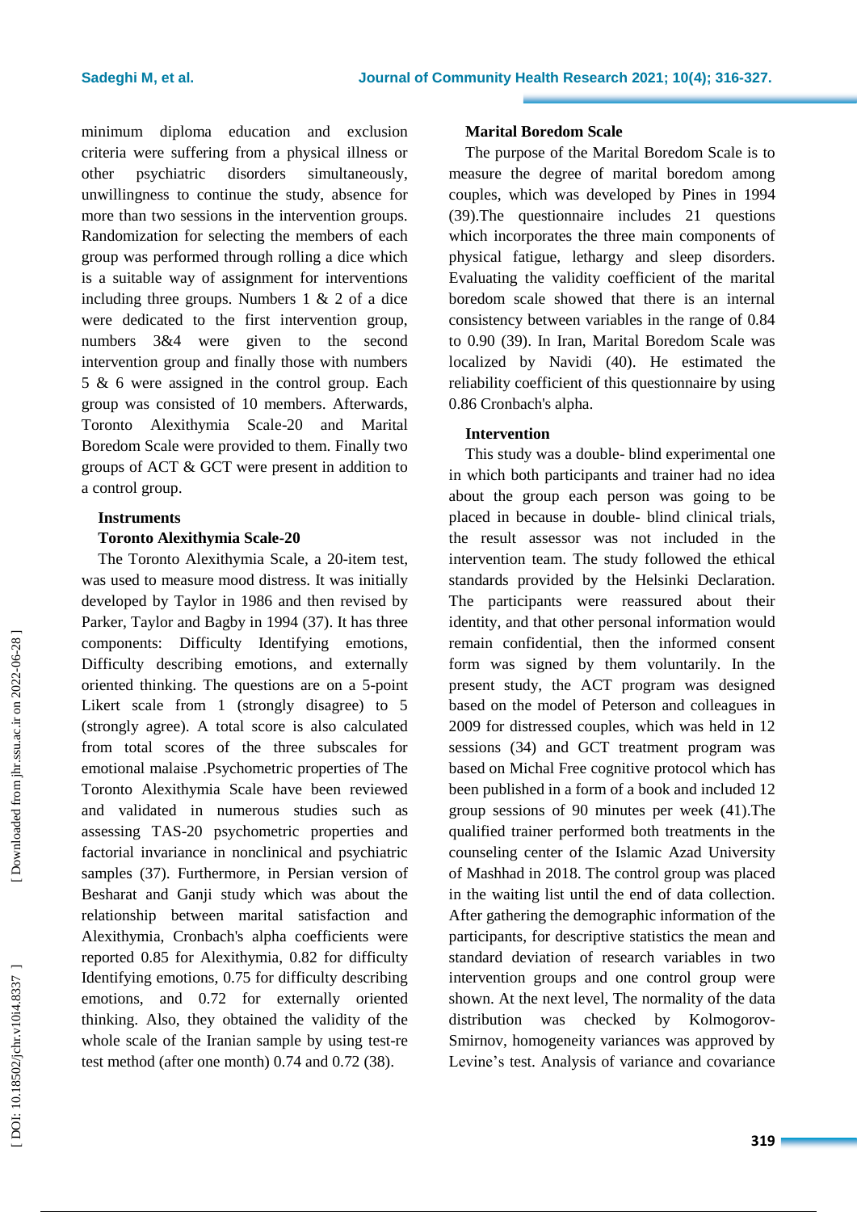minimum diploma education and exclusion criteria were suffering from a physical illness or other psychiatric disorders simultaneously, unwillingness to continue the study, absence for more than two sessions in the intervention groups. Randomization for selecting the members of each group was performed through rolling a dice which is a suitable way of assignment for interventions including three groups. Numbers 1 & 2 of a dice were dedicated to the first intervention group, numbers 3&4 were given to the second intervention group and finally those with numbers 5 & 6 were assigned in the control group. Each group was consisted of 10 members. Afterwards, Toronto Alexithymia Scale-20 and Marital Boredom Scale were provided to them. Finally two groups of ACT & GCT were present in addition to a control group.

### Instruments

#### Toronto Alexithymia Scale-20

The Toronto Alexithymia Scale, a 20-item test, was used to measure mood distress. It was initially developed by Taylor in 1986 and then revised by Parker, Taylor and Bagby in 1994 (37). It has three components: Difficulty Identifying emotions, Difficulty describing emotions, and externally oriented thinking. The questions are on a 5-point Likert scale from 1 (strongly disagree) to 5 (strongly agree). A total score is also calculated from total scores of the three subscales for emotional malaise .Psychometric properties of The Toronto Alexithymia Scale have been reviewed and validated in numerous studies such as assessing TAS-20 psychometric properties and factorial invariance in nonclinical and psychiatric samples (37). Furthermore, in Persian version of Besharat and Ganji study which was about the relationship between marital satisfaction and Alexithymia, Cronbach's alpha coefficients were reported 0.85 for Alexithymia, 0.82 for difficulty Identifying emotions, 0.75 for difficulty describing emotions, and 0.72 for externally oriented thinking. Also, they obtained the validity of the whole scale of the Iranian sample by using test-re test method (after one month) 0.74 and 0.72 (38).

#### Marital Boredom Scale

The purpose of the Marital Boredom Scale is to measure the degree of marital boredom among couples, which was developed by Pines in 1994 (39).The questionnaire includes 21 questions which incorporates the three main components of physical fatigue, lethargy and sleep disorders. Evaluating the validity coefficient of the marital boredom scale showed that there is an internal consistency between variables in the range of 0.84 to 0.90 (39). In Iran, Marital Boredom Scale was localized by Navidi (40). He estimated the reliability coefficient of this questionnaire by using 0.86 Cronbach's alpha.

### Intervention

This study was a double- blind experimental one in which both participants and trainer had no idea about the group each person was going to be placed in because in double- blind clinical trials, the result assessor was not included in the intervention team. The study followed the ethical standards provided by the Helsinki Declaration. The participants were reassured about their identity, and that other personal information would remain confidential, then the informed consent form was signed by them voluntarily. In the present study, the ACT program was designed based on the model of Peterson and colleagues in 2009 for distressed couples, which was held in 12 sessions (34) and GCT treatment program was based on Michal Free cognitive protocol which has been published in a form of a book and included 12 group sessions of 90 minutes per week (41).The qualified trainer performed both treatments in the counseling center of the Islamic Azad University of Mashhad in 2018. The control group was placed in the waiting list until the end of data collection. After gathering the demographic information of the participants, for descriptive statistics the mean and standard deviation of research variables in two intervention groups and one control group were shown. At the next level, The normality of the data distribution was checked by Kolmogorov-Smirnov, homogeneity variances was approved by Levine's test. Analysis of variance and covariance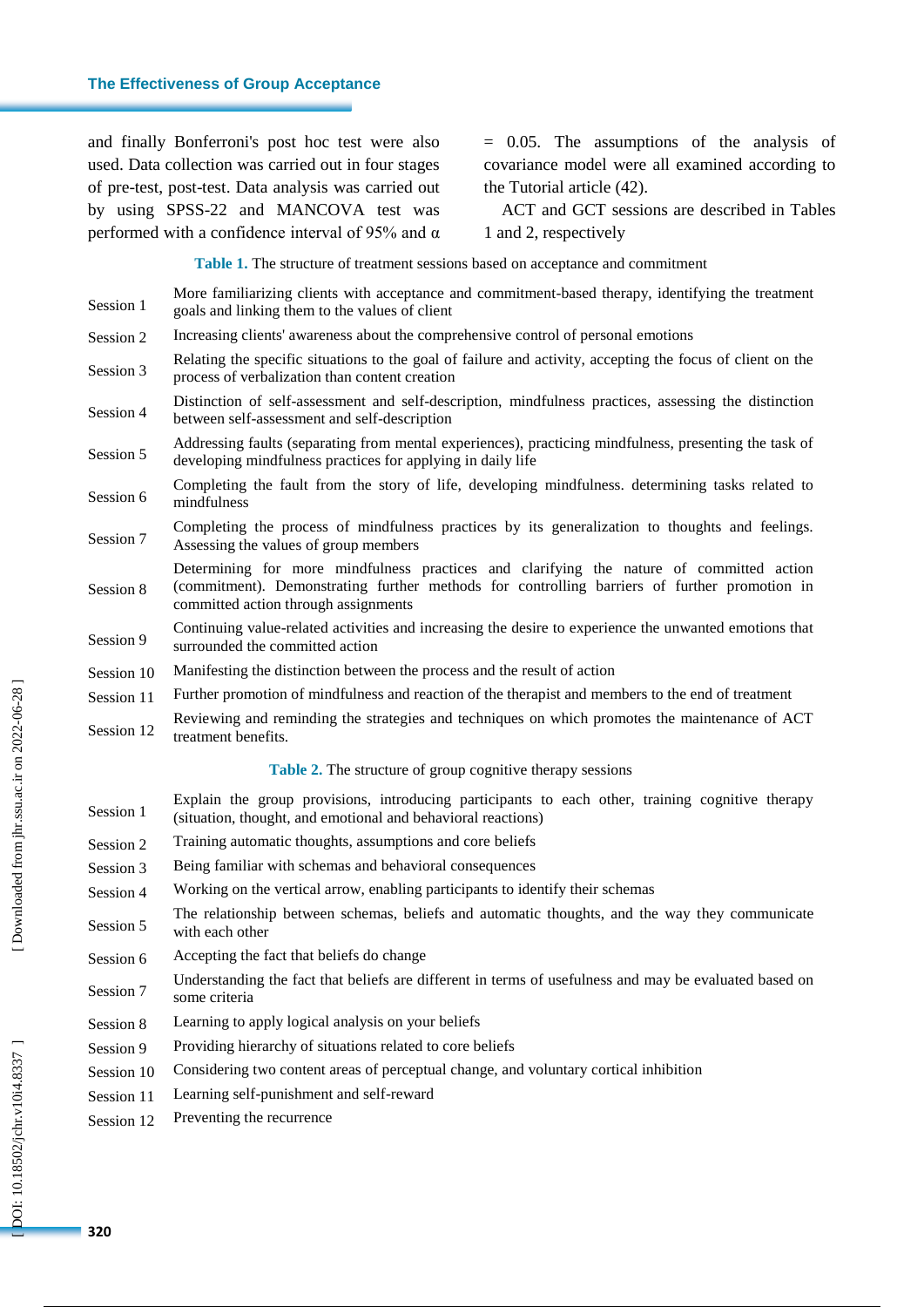and finally Bonferroni's post hoc test were also used. Data collection was carried out in four stages of pre-test, post-test. Data analysis was carried out by using SPSS-22 and MANCOVA test was performed with a confidence interval of 95% and $\alpha = 0.05$. The assumptions of the analysis of covariance model were all examined according to the Tutorial article (42).

ACT and GCT sessions are described in Tables 1 and 2, respectively

**Table 1.** The structure of treatment sessions based on acceptance and commitment

| Session | Content |
|---|---|
| Session 1 | More familiarizing clients with acceptance and commitment-based therapy, identifying the treatment goals and linking them to the values of client |
| Session 2 | Increasing clients' awareness about the comprehensive control of personal emotions |
| Session 3 | Relating the specific situations to the goal of failure and activity, accepting the focus of client on the process of verbalization than content creation |
| Session 4 | Distinction of self-assessment and self-description, mindfulness practices, assessing the distinction between self-assessment and self-description |
| Session 5 | Addressing faults (separating from mental experiences), practicing mindfulness, presenting the task of developing mindfulness practices for applying in daily life |
| Session 6 | Completing the fault from the story of life, developing mindfulness. determining tasks related to mindfulness |
| Session 7 | Completing the process of mindfulness practices by its generalization to thoughts and feelings. Assessing the values of group members |
| Session 8 | Determining for more mindfulness practices and clarifying the nature of committed action (commitment). Demonstrating further methods for controlling barriers of further promotion in committed action through assignments |
| Session 9 | Continuing value-related activities and increasing the desire to experience the unwanted emotions that surrounded the committed action |
| Session 10 | Manifesting the distinction between the process and the result of action |
| Session 11 | Further promotion of mindfulness and reaction of the therapist and members to the end of treatment |
| Session 12 | Reviewing and reminding the strategies and techniques on which promotes the maintenance of ACT treatment benefits. |

**Table 2.** The structure of group cognitive therapy sessions

| Session | Content |
|---|---|
| Session 1 | Explain the group provisions, introducing participants to each other, training cognitive therapy (situation, thought, and emotional and behavioral reactions) |
| Session 2 | Training automatic thoughts, assumptions and core beliefs |
| Session 3 | Being familiar with schemas and behavioral consequences |
| Session 4 | Working on the vertical arrow, enabling participants to identify their schemas |
| Session 5 | The relationship between schemas, beliefs and automatic thoughts, and the way they communicate with each other |
| Session 6 | Accepting the fact that beliefs do change |
| Session 7 | Understanding the fact that beliefs are different in terms of usefulness and may be evaluated based on some criteria |
| Session 8 | Learning to apply logical analysis on your beliefs |
| Session 9 | Providing hierarchy of situations related to core beliefs |
| Session 10 | Considering two content areas of perceptual change, and voluntary cortical inhibition |
| Session 11 | Learning self-punishment and self-reward |
| Session 12 | Preventing the recurrence |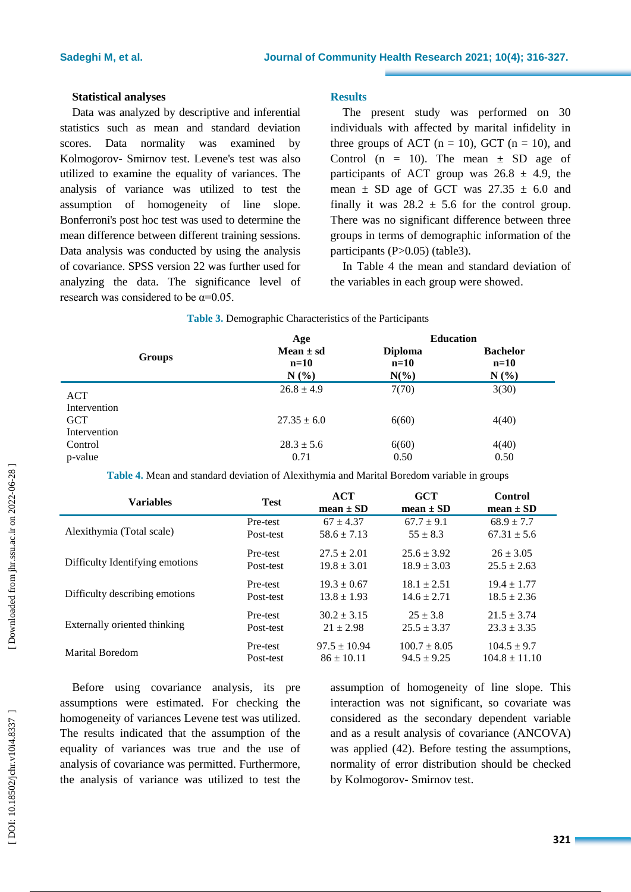### Statistical analyses

Data was analyzed by descriptive and inferential statistics such as mean and standard deviation scores. Data normality was examined by Kolmogorov- Smirnov test. Levene's test was also utilized to examine the equality of variances. The analysis of variance was utilized to test the assumption of homogeneity of line slope. Bonferroni's post hoc test was used to determine the mean difference between different training sessions. Data analysis was conducted by using the analysis of covariance. SPSS version 22 was further used for analyzing the data. The significance level of research was considered to be α=0.05.

## Results

The present study was performed on 30 individuals with affected by marital infidelity in three groups of ACT (n = 10), GCT (n = 10), and Control (n = 10). The mean ± SD age of participants of ACT group was 26.8 ± 4.9, the mean ± SD age of GCT was 27.35 ± 6.0 and finally it was 28.2 ± 5.6 for the control group. There was no significant difference between three groups in terms of demographic information of the participants (P>0.05) (table3).

In Table 4 the mean and standard deviation of the variables in each group were showed.

**Table 3.** Demographic Characteristics of the Participants

| Groups | Age Mean ± sd n=10 N (%) | Education Diploma n=10 N(%) | Education Bachelor n=10 N (%) |
|---|---|---|---|
| ACT Intervention | 26.8 ± 4.9 | 7(70) | 3(30) |
| GCT Intervention | 27.35 ± 6.0 | 6(60) | 4(40) |
| Control | 28.3 ± 5.6 | 6(60) | 4(40) |
| p-value | 0.71 | 0.50 | 0.50 |

**Table 4.** Mean and standard deviation of Alexithymia and Marital Boredom variable in groups

| Variables | Test | ACT mean ± SD | GCT mean ± SD | Control mean ± SD |
|---|---|---|---|---|
| Alexithymia (Total scale) | Pre-test | 67 ± 4.37 | 67.7 ± 9.1 | 68.9 ± 7.7 |
| | Post-test | 58.6 ± 7.13 | 55 ± 8.3 | 67.31 ± 5.6 |
| Difficulty Identifying emotions | Pre-test | 27.5 ± 2.01 | 25.6 ± 3.92 | 26 ± 3.05 |
| | Post-test | 19.8 ± 3.01 | 18.9 ± 3.03 | 25.5 ± 2.63 |
| Difficulty describing emotions | Pre-test | 19.3 ± 0.67 | 18.1 ± 2.51 | 19.4 ± 1.77 |
| | Post-test | 13.8 ± 1.93 | 14.6 ± 2.71 | 18.5 ± 2.36 |
| Externally oriented thinking | Pre-test | 30.2 ± 3.15 | 25 ± 3.8 | 21.5 ± 3.74 |
| | Post-test | 21 ± 2.98 | 25.5 ± 3.37 | 23.3 ± 3.35 |
| Marital Boredom | Pre-test | 97.5 ± 10.94 | 100.7 ± 8.05 | 104.5 ± 9.7 |
| | Post-test | 86 ± 10.11 | 94.5 ± 9.25 | 104.8 ± 11.10 |

Before using covariance analysis, its pre assumptions were estimated. For checking the homogeneity of variances Levene test was utilized. The results indicated that the assumption of the equality of variances was true and the use of analysis of covariance was permitted. Furthermore, the analysis of variance was utilized to test the assumption of homogeneity of line slope. This interaction was not significant, so covariate was considered as the secondary dependent variable and as a result analysis of covariance (ANCOVA) was applied (42). Before testing the assumptions, normality of error distribution should be checked by Kolmogorov- Smirnov test.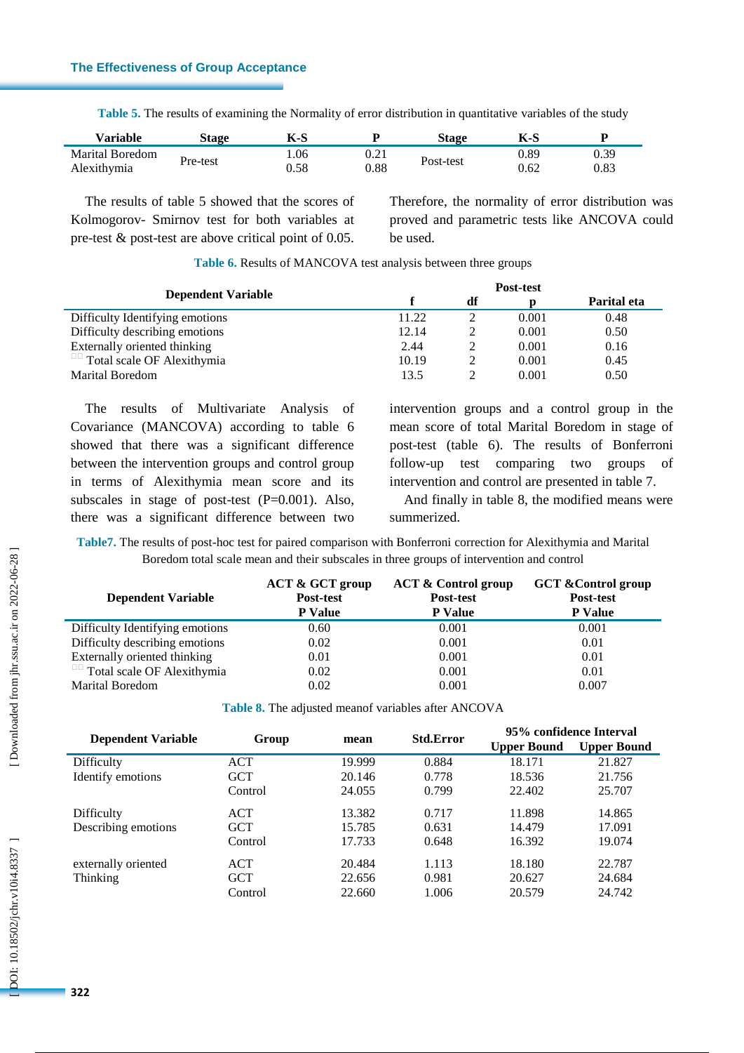**Table 5.** The results of examining the Normality of error distribution in quantitative variables of the study

| Variable | Stage | K-S | P | Stage | K-S | P |
|---|---|---|---|---|---|---|
| Marital Boredom | Pre-test | 1.06 | 0.21 | Post-test | 0.89 | 0.39 |
| Alexithymia | | 0.58 | 0.88 | | 0.62 | 0.83 |

The results of table 5 showed that the scores of Kolmogorov- Smirnov test for both variables at pre-test & post-test are above critical point of 0.05. Therefore, the normality of error distribution was proved and parametric tests like ANCOVA could be used.

**Table 6.** Results of MANCOVA test analysis between three groups

| Dependent Variable | Post-test | | | |
|---|---|---|---|---|
| | f | df | p | Parital eta |
| Difficulty Identifying emotions | 11.22 | 2 | 0.001 | 0.48 |
| Difficulty describing emotions | 12.14 | 2 | 0.001 | 0.50 |
| Externally oriented thinking | 2.44 | 2 | 0.001 | 0.16 |
| Total scale OF Alexithymia | 10.19 | 2 | 0.001 | 0.45 |
| Marital Boredom | 13.5 | 2 | 0.001 | 0.50 |

The results of Multivariate Analysis of Covariance (MANCOVA) according to table 6 showed that there was a significant difference between the intervention groups and control group in terms of Alexithymia mean score and its subscales in stage of post-test (P=0.001). Also, there was a significant difference between two intervention groups and a control group in the mean score of total Marital Boredom in stage of post-test (table 6). The results of Bonferroni follow-up test comparing two groups of intervention and control are presented in table 7.

And finally in table 8, the modified means were summerized.

**Table7.** The results of post-hoc test for paired comparison with Bonferroni correction for Alexithymia and Marital Boredom total scale mean and their subscales in three groups of intervention and control

| Dependent Variable | ACT & GCT group Post-test P Value | ACT & Control group Post-test P Value | GCT &Control group Post-test P Value |
|---|---|---|---|
| Difficulty Identifying emotions | 0.60 | 0.001 | 0.001 |
| Difficulty describing emotions | 0.02 | 0.001 | 0.01 |
| Externally oriented thinking | 0.01 | 0.001 | 0.01 |
| Total scale OF Alexithymia | 0.02 | 0.001 | 0.01 |
| Marital Boredom | 0.02 | 0.001 | 0.007 |

**Table 8.** The adjusted meanof variables after ANCOVA

| Dependent Variable | Group | mean | Std.Error | 95% confidence Interval | |
|---|---|---|---|---|---|
| | | | | Upper Bound | Upper Bound |
| Difficulty Identify emotions | ACT | 19.999 | 0.884 | 18.171 | 21.827 |
| | GCT | 20.146 | 0.778 | 18.536 | 21.756 |
| | Control | 24.055 | 0.799 | 22.402 | 25.707 |
| Difficulty Describing emotions | ACT | 13.382 | 0.717 | 11.898 | 14.865 |
| | GCT | 15.785 | 0.631 | 14.479 | 17.091 |
| | Control | 17.733 | 0.648 | 16.392 | 19.074 |
| externally oriented Thinking | ACT | 20.484 | 1.113 | 18.180 | 22.787 |
| | GCT | 22.656 | 0.981 | 20.627 | 24.684 |
| | Control | 22.660 | 1.006 | 20.579 | 24.742 |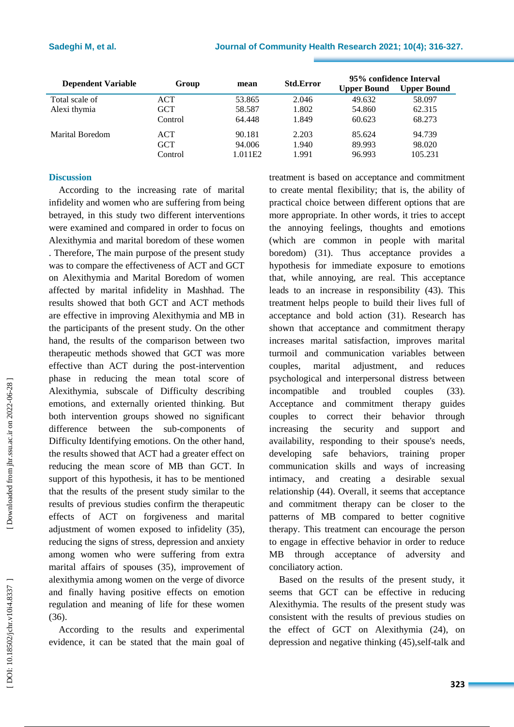| Dependent Variable | Group | mean | Std.Error | 95% confidence Interval | |
|---|---|---|---|---|---|
| | | | | Upper Bound | Upper Bound |
| Total scale of Alexi thymia | ACT | 53.865 | 2.046 | 49.632 | 58.097 |
| | GCT | 58.587 | 1.802 | 54.860 | 62.315 |
| | Control | 64.448 | 1.849 | 60.623 | 68.273 |
| Marital Boredom | ACT | 90.181 | 2.203 | 85.624 | 94.739 |
| | GCT | 94.006 | 1.940 | 89.993 | 98.020 |
| | Control | 1.011E2 | 1.991 | 96.993 | 105.231 |

## Discussion

According to the increasing rate of marital infidelity and women who are suffering from being betrayed, in this study two different interventions were examined and compared in order to focus on Alexithymia and marital boredom of these women . Therefore, The main purpose of the present study was to compare the effectiveness of ACT and GCT on Alexithymia and Marital Boredom of women affected by marital infidelity in Mashhad. The results showed that both GCT and ACT methods are effective in improving Alexithymia and MB in the participants of the present study. On the other hand, the results of the comparison between two therapeutic methods showed that GCT was more effective than ACT during the post-intervention phase in reducing the mean total score of Alexithymia, subscale of Difficulty describing emotions, and externally oriented thinking. But both intervention groups showed no significant difference between the sub-components of Difficulty Identifying emotions. On the other hand, the results showed that ACT had a greater effect on reducing the mean score of MB than GCT. In support of this hypothesis, it has to be mentioned that the results of the present study similar to the results of previous studies confirm the therapeutic effects of ACT on forgiveness and marital adjustment of women exposed to infidelity (35), reducing the signs of stress, depression and anxiety among women who were suffering from extra marital affairs of spouses (35), improvement of alexithymia among women on the verge of divorce and finally having positive effects on emotion regulation and meaning of life for these women (36).

According to the results and experimental evidence, it can be stated that the main goal of treatment is based on acceptance and commitment to create mental flexibility; that is, the ability of practical choice between different options that are more appropriate. In other words, it tries to accept the annoying feelings, thoughts and emotions (which are common in people with marital boredom) (31). Thus acceptance provides a hypothesis for immediate exposure to emotions that, while annoying, are real. This acceptance leads to an increase in responsibility (43). This treatment helps people to build their lives full of acceptance and bold action (31). Research has shown that acceptance and commitment therapy increases marital satisfaction, improves marital turmoil and communication variables between couples, marital adjustment, and reduces psychological and interpersonal distress between incompatible and troubled couples (33). Acceptance and commitment therapy guides couples to correct their behavior through increasing the security and support and availability, responding to their spouse's needs, developing safe behaviors, training proper communication skills and ways of increasing intimacy, and creating a desirable sexual relationship (44). Overall, it seems that acceptance and commitment therapy can be closer to the patterns of MB compared to better cognitive therapy. This treatment can encourage the person to engage in effective behavior in order to reduce MB through acceptance of adversity and conciliatory action.

Based on the results of the present study, it seems that GCT can be effective in reducing Alexithymia. The results of the present study was consistent with the results of previous studies on the effect of GCT on Alexithymia (24), on depression and negative thinking (45),self-talk and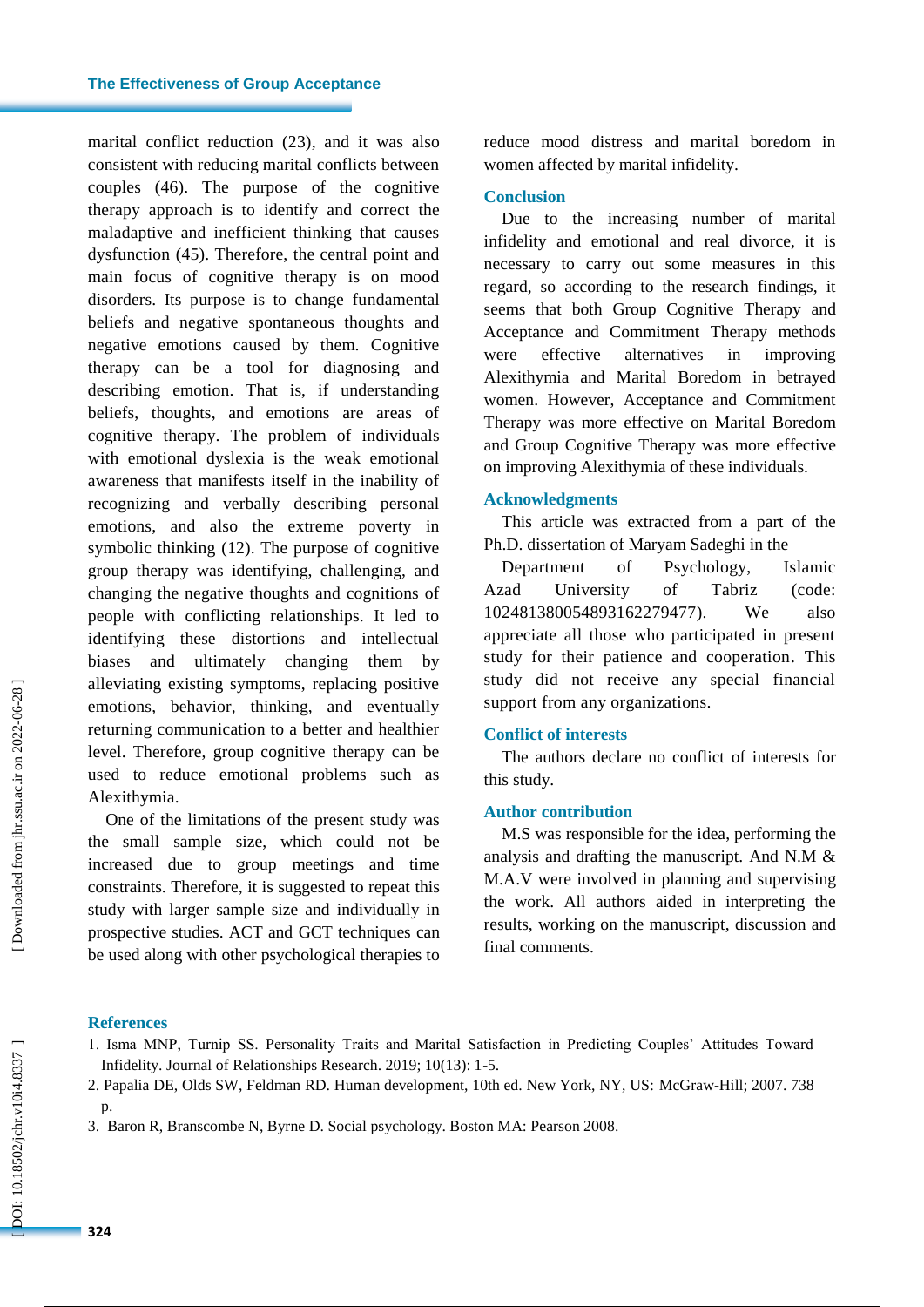marital conflict reduction (23), and it was also consistent with reducing marital conflicts between couples (46). The purpose of the cognitive therapy approach is to identify and correct the maladaptive and inefficient thinking that causes dysfunction (45). Therefore, the central point and main focus of cognitive therapy is on mood disorders. Its purpose is to change fundamental beliefs and negative spontaneous thoughts and negative emotions caused by them. Cognitive therapy can be a tool for diagnosing and describing emotion. That is, if understanding beliefs, thoughts, and emotions are areas of cognitive therapy. The problem of individuals with emotional dyslexia is the weak emotional awareness that manifests itself in the inability of recognizing and verbally describing personal emotions, and also the extreme poverty in symbolic thinking (12). The purpose of cognitive group therapy was identifying, challenging, and changing the negative thoughts and cognitions of people with conflicting relationships. It led to identifying these distortions and intellectual biases and ultimately changing them by alleviating existing symptoms, replacing positive emotions, behavior, thinking, and eventually returning communication to a better and healthier level. Therefore, group cognitive therapy can be used to reduce emotional problems such as Alexithymia.

One of the limitations of the present study was the small sample size, which could not be increased due to group meetings and time constraints. Therefore, it is suggested to repeat this study with larger sample size and individually in prospective studies. ACT and GCT techniques can be used along with other psychological therapies to reduce mood distress and marital boredom in women affected by marital infidelity.

## Conclusion

Due to the increasing number of marital infidelity and emotional and real divorce, it is necessary to carry out some measures in this regard, so according to the research findings, it seems that both Group Cognitive Therapy and Acceptance and Commitment Therapy methods were effective alternatives in improving Alexithymia and Marital Boredom in betrayed women. However, Acceptance and Commitment Therapy was more effective on Marital Boredom and Group Cognitive Therapy was more effective on improving Alexithymia of these individuals.

## Acknowledgments

This article was extracted from a part of the Ph.D. dissertation of Maryam Sadeghi in the Department of Psychology, Islamic Azad University of Tabriz (code: 10248138005489316227947​7). We also appreciate all those who participated in present study for their patience and cooperation. This study did not receive any special financial support from any organizations.

## Conflict of interests

The authors declare no conflict of interests for this study.

## Author contribution

M.S was responsible for the idea, performing the analysis and drafting the manuscript. And N.M & M.A.V were involved in planning and supervising the work. All authors aided in interpreting the results, working on the manuscript, discussion and final comments.

## References

1. Isma MNP, Turnip SS. Personality Traits and Marital Satisfaction in Predicting Couples' Attitudes Toward Infidelity. Journal of Relationships Research. 2019; 10(13): 1-5.
2. Papalia DE, Olds SW, Feldman RD. Human development, 10th ed. New York, NY, US: McGraw-Hill; 2007. 738 p.
3. Baron R, Branscombe N, Byrne D. Social psychology. Boston MA: Pearson 2008.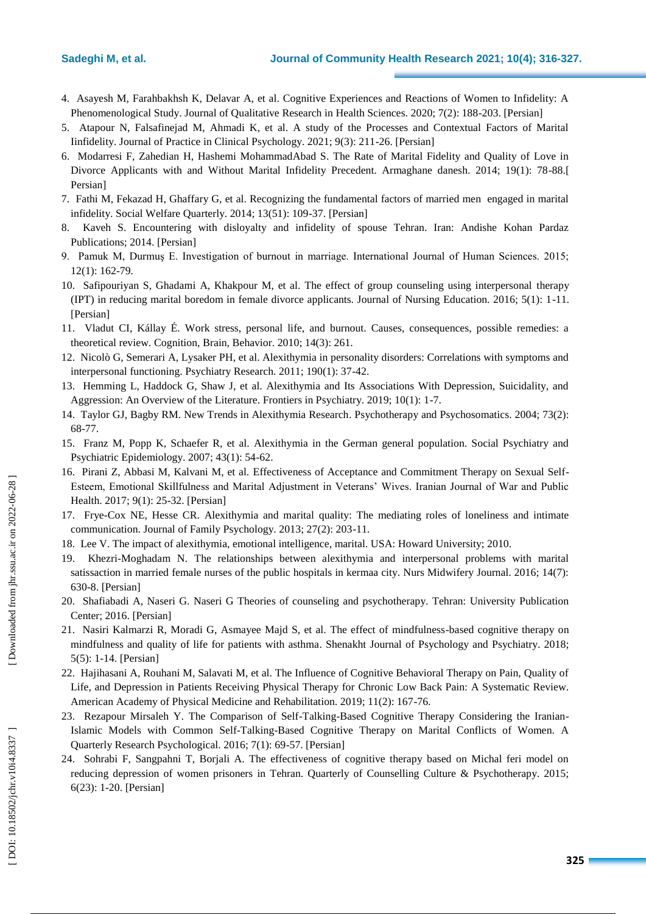4. Asayesh M, Farahbakhsh K, Delavar A, et al. Cognitive Experiences and Reactions of Women to Infidelity: A Phenomenological Study. Journal of Qualitative Research in Health Sciences. 2020; 7(2): 188-203. [Persian]
5. Atapour N, Falsafinejad M, Ahmadi K, et al. A study of the Processes and Contextual Factors of Marital Iinfidelity. Journal of Practice in Clinical Psychology. 2021; 9(3): 211-26. [Persian]
6. Modarresi F, Zahedian H, Hashemi MohammadAbad S. The Rate of Marital Fidelity and Quality of Love in Divorce Applicants with and Without Marital Infidelity Precedent. Armaghane danesh. 2014; 19(1): 78-88.[ Persian]
7. Fathi M, Fekazad H, Ghaffary G, et al. Recognizing the fundamental factors of married men engaged in marital infidelity. Social Welfare Quarterly. 2014; 13(51): 109-37. [Persian]
8. Kaveh S. Encountering with disloyalty and infidelity of spouse Tehran. Iran: Andishe Kohan Pardaz Publications; 2014. [Persian]
9. Pamuk M, Durmuş E. Investigation of burnout in marriage. International Journal of Human Sciences. 2015; 12(1): 162-79.
10. Safipouriyan S, Ghadami A, Khakpour M, et al. The effect of group counseling using interpersonal therapy (IPT) in reducing marital boredom in female divorce applicants. Journal of Nursing Education. 2016; 5(1): 1-11. [Persian]
11. Vladut CI, Kállay É. Work stress, personal life, and burnout. Causes, consequences, possible remedies: a theoretical review. Cognition, Brain, Behavior. 2010; 14(3): 261.
12. Nicolò G, Semerari A, Lysaker PH, et al. Alexithymia in personality disorders: Correlations with symptoms and interpersonal functioning. Psychiatry Research. 2011; 190(1): 37-42.
13. Hemming L, Haddock G, Shaw J, et al. Alexithymia and Its Associations With Depression, Suicidality, and Aggression: An Overview of the Literature. Frontiers in Psychiatry. 2019; 10(1): 1-7.
14. Taylor GJ, Bagby RM. New Trends in Alexithymia Research. Psychotherapy and Psychosomatics. 2004; 73(2): 68-77.
15. Franz M, Popp K, Schaefer R, et al. Alexithymia in the German general population. Social Psychiatry and Psychiatric Epidemiology. 2007; 43(1): 54-62.
16. Pirani Z, Abbasi M, Kalvani M, et al. Effectiveness of Acceptance and Commitment Therapy on Sexual Self-Esteem, Emotional Skillfulness and Marital Adjustment in Veterans' Wives. Iranian Journal of War and Public Health. 2017; 9(1): 25-32. [Persian]
17. Frye-Cox NE, Hesse CR. Alexithymia and marital quality: The mediating roles of loneliness and intimate communication. Journal of Family Psychology. 2013; 27(2): 203-11.
18. Lee V. The impact of alexithymia, emotional intelligence, marital. USA: Howard University; 2010.
19. Khezri-Moghadam N. The relationships between alexithymia and interpersonal problems with marital satissaction in married female nurses of the public hospitals in kermaa city. Nurs Midwifery Journal. 2016; 14(7): 630-8. [Persian]
20. Shafiabadi A, Naseri G. Naseri G Theories of counseling and psychotherapy. Tehran: University Publication Center; 2016. [Persian]
21. Nasiri Kalmarzi R, Moradi G, Asmayee Majd S, et al. The effect of mindfulness-based cognitive therapy on mindfulness and quality of life for patients with asthma. Shenakht Journal of Psychology and Psychiatry. 2018; 5(5): 1-14. [Persian]
22. Hajihasani A, Rouhani M, Salavati M, et al. The Influence of Cognitive Behavioral Therapy on Pain, Quality of Life, and Depression in Patients Receiving Physical Therapy for Chronic Low Back Pain: A Systematic Review. American Academy of Physical Medicine and Rehabilitation. 2019; 11(2): 167-76.
23. Rezapour Mirsaleh Y. The Comparison of Self-Talking-Based Cognitive Therapy Considering the Iranian-Islamic Models with Common Self-Talking-Based Cognitive Therapy on Marital Conflicts of Women. A Quarterly Research Psychological. 2016; 7(1): 69-57. [Persian]
24. Sohrabi F, Sangpahni T, Borjali A. The effectiveness of cognitive therapy based on Michal feri model on reducing depression of women prisoners in Tehran. Quarterly of Counselling Culture & Psychotherapy. 2015; 6(23): 1-20. [Persian]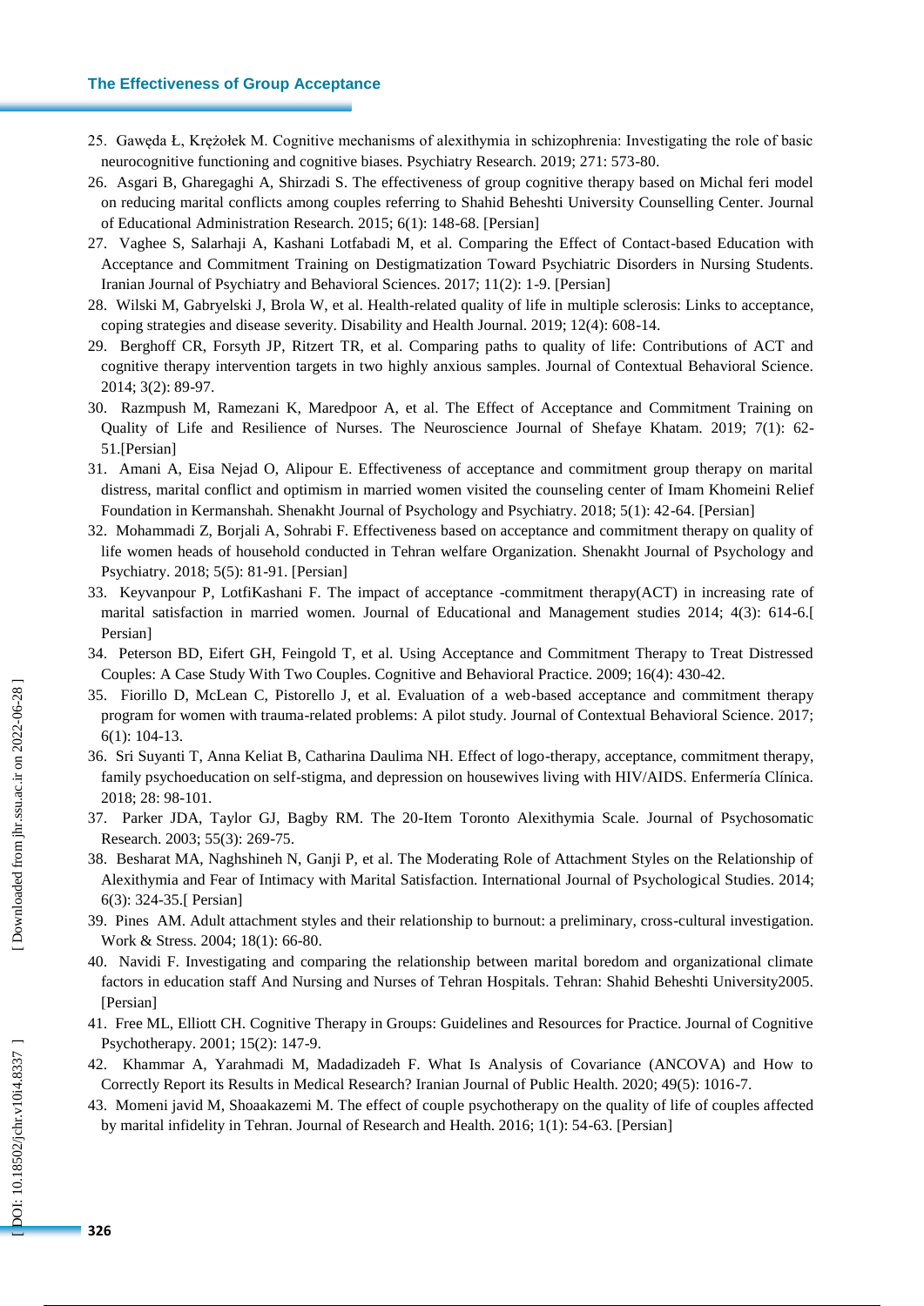25. Gawęda Ł, Krężołek M. Cognitive mechanisms of alexithymia in schizophrenia: Investigating the role of basic neurocognitive functioning and cognitive biases. Psychiatry Research. 2019; 271: 573-80.
26. Asgari B, Gharegaghi A, Shirzadi S. The effectiveness of group cognitive therapy based on Michal feri model on reducing marital conflicts among couples referring to Shahid Beheshti University Counselling Center. Journal of Educational Administration Research. 2015; 6(1): 148-68. [Persian]
27. Vaghee S, Salarhaji A, Kashani Lotfabadi M, et al. Comparing the Effect of Contact-based Education with Acceptance and Commitment Training on Destigmatization Toward Psychiatric Disorders in Nursing Students. Iranian Journal of Psychiatry and Behavioral Sciences. 2017; 11(2): 1-9. [Persian]
28. Wilski M, Gabryelski J, Brola W, et al. Health-related quality of life in multiple sclerosis: Links to acceptance, coping strategies and disease severity. Disability and Health Journal. 2019; 12(4): 608-14.
29. Berghoff CR, Forsyth JP, Ritzert TR, et al. Comparing paths to quality of life: Contributions of ACT and cognitive therapy intervention targets in two highly anxious samples. Journal of Contextual Behavioral Science. 2014; 3(2): 89-97.
30. Razmpush M, Ramezani K, Maredpoor A, et al. The Effect of Acceptance and Commitment Training on Quality of Life and Resilience of Nurses. The Neuroscience Journal of Shefaye Khatam. 2019; 7(1): 62-51.[Persian]
31. Amani A, Eisa Nejad O, Alipour E. Effectiveness of acceptance and commitment group therapy on marital distress, marital conflict and optimism in married women visited the counseling center of Imam Khomeini Relief Foundation in Kermanshah. Shenakht Journal of Psychology and Psychiatry. 2018; 5(1): 42-64. [Persian]
32. Mohammadi Z, Borjali A, Sohrabi F. Effectiveness based on acceptance and commitment therapy on quality of life women heads of household conducted in Tehran welfare Organization. Shenakht Journal of Psychology and Psychiatry. 2018; 5(5): 81-91. [Persian]
33. Keyvanpour P, LotfiKashani F. The impact of acceptance -commitment therapy(ACT) in increasing rate of marital satisfaction in married women. Journal of Educational and Management studies 2014; 4(3): 614-6.[ Persian]
34. Peterson BD, Eifert GH, Feingold T, et al. Using Acceptance and Commitment Therapy to Treat Distressed Couples: A Case Study With Two Couples. Cognitive and Behavioral Practice. 2009; 16(4): 430-42.
35. Fiorillo D, McLean C, Pistorello J, et al. Evaluation of a web-based acceptance and commitment therapy program for women with trauma-related problems: A pilot study. Journal of Contextual Behavioral Science. 2017; 6(1): 104-13.
36. Sri Suyanti T, Anna Keliat B, Catharina Daulima NH. Effect of logo-therapy, acceptance, commitment therapy, family psychoeducation on self-stigma, and depression on housewives living with HIV/AIDS. Enfermería Clínica. 2018; 28: 98-101.
37. Parker JDA, Taylor GJ, Bagby RM. The 20-Item Toronto Alexithymia Scale. Journal of Psychosomatic Research. 2003; 55(3): 269-75.
38. Besharat MA, Naghshineh N, Ganji P, et al. The Moderating Role of Attachment Styles on the Relationship of Alexithymia and Fear of Intimacy with Marital Satisfaction. International Journal of Psychological Studies. 2014; 6(3): 324-35.[ Persian]
39. Pines AM. Adult attachment styles and their relationship to burnout: a preliminary, cross-cultural investigation. Work & Stress. 2004; 18(1): 66-80.
40. Navidi F. Investigating and comparing the relationship between marital boredom and organizational climate factors in education staff And Nursing and Nurses of Tehran Hospitals. Tehran: Shahid Beheshti University2005. [Persian]
41. Free ML, Elliott CH. Cognitive Therapy in Groups: Guidelines and Resources for Practice. Journal of Cognitive Psychotherapy. 2001; 15(2): 147-9.
42. Khammar A, Yarahmadi M, Madadizadeh F. What Is Analysis of Covariance (ANCOVA) and How to Correctly Report its Results in Medical Research? Iranian Journal of Public Health. 2020; 49(5): 1016-7.
43. Momeni javid M, Shoaakazemi M. The effect of couple psychotherapy on the quality of life of couples affected by marital infidelity in Tehran. Journal of Research and Health. 2016; 1(1): 54-63. [Persian]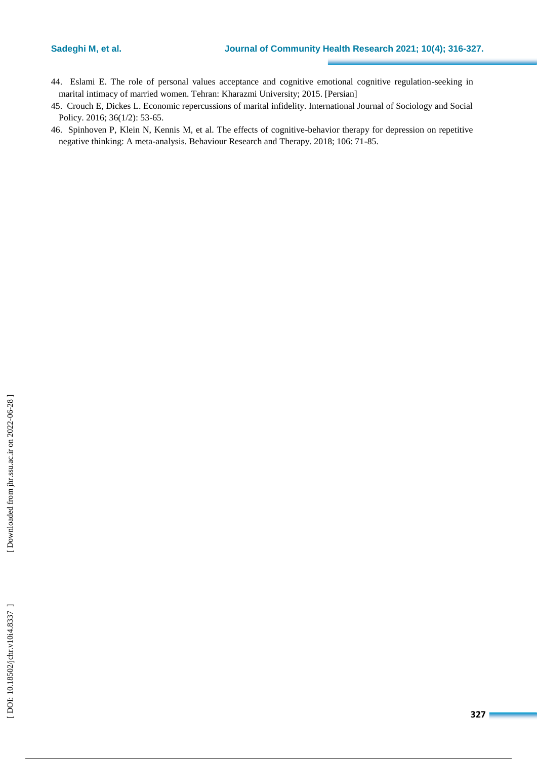44. Eslami E. The role of personal values acceptance and cognitive emotional cognitive regulation-seeking in marital intimacy of married women. Tehran: Kharazmi University; 2015. [Persian]
45. Crouch E, Dickes L. Economic repercussions of marital infidelity. International Journal of Sociology and Social Policy. 2016; 36(1/2): 53-65.
46. Spinhoven P, Klein N, Kennis M, et al. The effects of cognitive-behavior therapy for depression on repetitive negative thinking: A meta-analysis. Behaviour Research and Therapy. 2018; 106: 71-85.